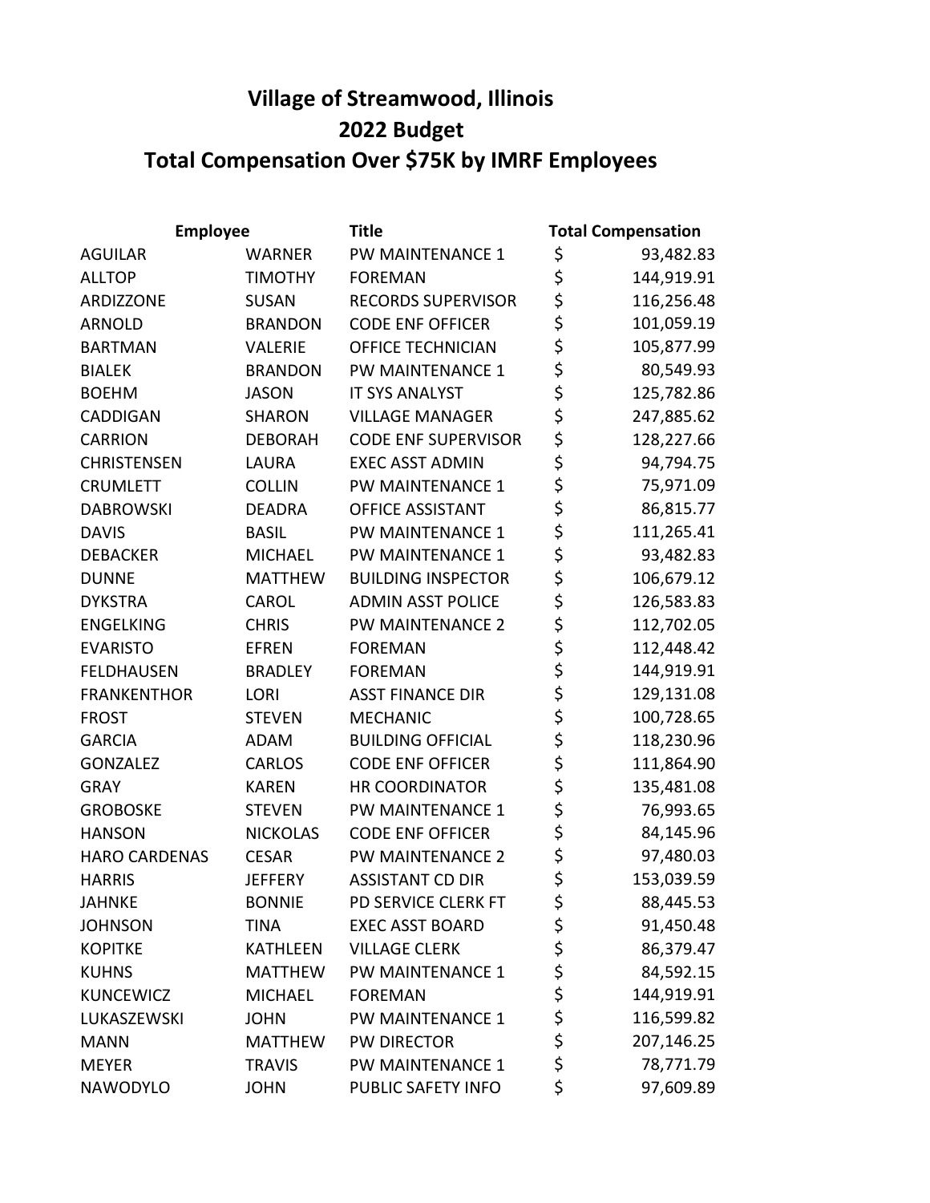# Village of Streamwood, Illinois
## 2022 Budget
## Total Compensation Over $75K by IMRF Employees

| Employee | | Title | Total Compensation |
|---|---|---|---|
| AGUILAR | WARNER | PW MAINTENANCE 1 | $ 93,482.83 |
| ALLTOP | TIMOTHY | FOREMAN | $ 144,919.91 |
| ARDIZZONE | SUSAN | RECORDS SUPERVISOR | $ 116,256.48 |
| ARNOLD | BRANDON | CODE ENF OFFICER | $ 101,059.19 |
| BARTMAN | VALERIE | OFFICE TECHNICIAN | $ 105,877.99 |
| BIALEK | BRANDON | PW MAINTENANCE 1 | $ 80,549.93 |
| BOEHM | JASON | IT SYS ANALYST | $ 125,782.86 |
| CADDIGAN | SHARON | VILLAGE MANAGER | $ 247,885.62 |
| CARRION | DEBORAH | CODE ENF SUPERVISOR | $ 128,227.66 |
| CHRISTENSEN | LAURA | EXEC ASST ADMIN | $ 94,794.75 |
| CRUMLETT | COLLIN | PW MAINTENANCE 1 | $ 75,971.09 |
| DABROWSKI | DEADRA | OFFICE ASSISTANT | $ 86,815.77 |
| DAVIS | BASIL | PW MAINTENANCE 1 | $ 111,265.41 |
| DEBACKER | MICHAEL | PW MAINTENANCE 1 | $ 93,482.83 |
| DUNNE | MATTHEW | BUILDING INSPECTOR | $ 106,679.12 |
| DYKSTRA | CAROL | ADMIN ASST POLICE | $ 126,583.83 |
| ENGELKING | CHRIS | PW MAINTENANCE 2 | $ 112,702.05 |
| EVARISTO | EFREN | FOREMAN | $ 112,448.42 |
| FELDHAUSEN | BRADLEY | FOREMAN | $ 144,919.91 |
| FRANKENTHOR | LORI | ASST FINANCE DIR | $ 129,131.08 |
| FROST | STEVEN | MECHANIC | $ 100,728.65 |
| GARCIA | ADAM | BUILDING OFFICIAL | $ 118,230.96 |
| GONZALEZ | CARLOS | CODE ENF OFFICER | $ 111,864.90 |
| GRAY | KAREN | HR COORDINATOR | $ 135,481.08 |
| GROBOSKE | STEVEN | PW MAINTENANCE 1 | $ 76,993.65 |
| HANSON | NICKOLAS | CODE ENF OFFICER | $ 84,145.96 |
| HARO CARDENAS | CESAR | PW MAINTENANCE 2 | $ 97,480.03 |
| HARRIS | JEFFERY | ASSISTANT CD DIR | $ 153,039.59 |
| JAHNKE | BONNIE | PD SERVICE CLERK FT | $ 88,445.53 |
| JOHNSON | TINA | EXEC ASST BOARD | $ 91,450.48 |
| KOPITKE | KATHLEEN | VILLAGE CLERK | $ 86,379.47 |
| KUHNS | MATTHEW | PW MAINTENANCE 1 | $ 84,592.15 |
| KUNCEWICZ | MICHAEL | FOREMAN | $ 144,919.91 |
| LUKASZEWSKI | JOHN | PW MAINTENANCE 1 | $ 116,599.82 |
| MANN | MATTHEW | PW DIRECTOR | $ 207,146.25 |
| MEYER | TRAVIS | PW MAINTENANCE 1 | $ 78,771.79 |
| NAWODYLO | JOHN | PUBLIC SAFETY INFO | $ 97,609.89 |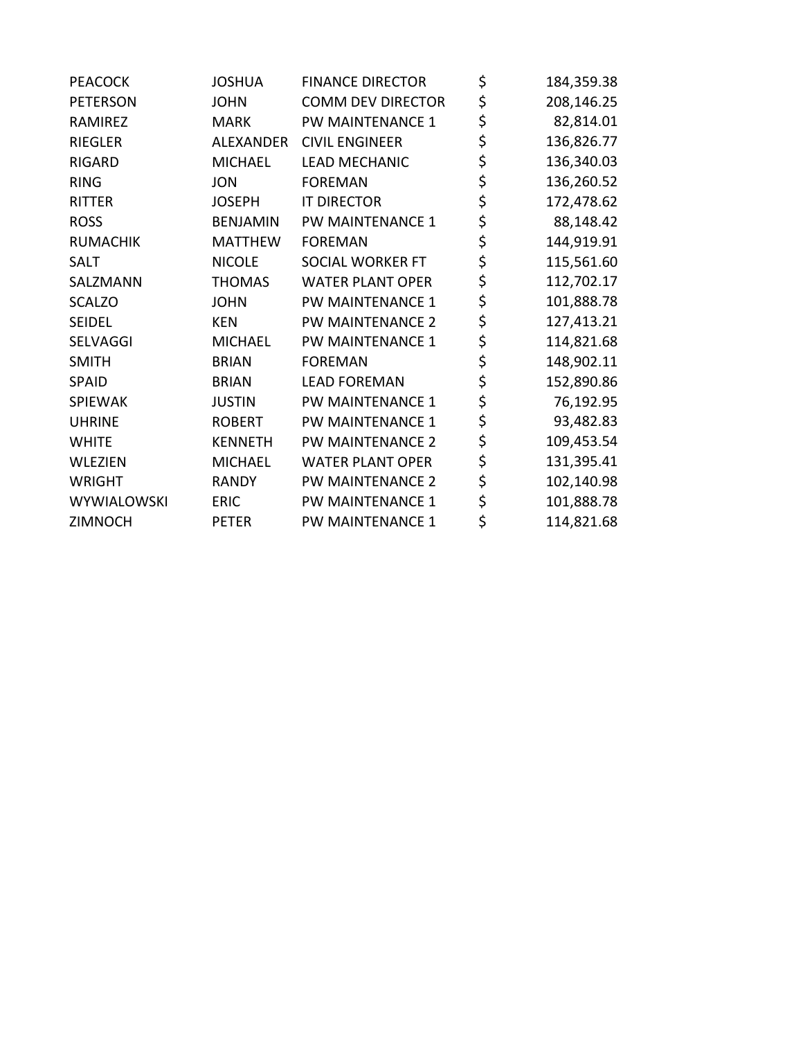| | | | | |
|---|---|---|---|---|
| PEACOCK | JOSHUA | FINANCE DIRECTOR | $ | 184,359.38 |
| PETERSON | JOHN | COMM DEV DIRECTOR | $ | 208,146.25 |
| RAMIREZ | MARK | PW MAINTENANCE 1 | $ | 82,814.01 |
| RIEGLER | ALEXANDER | CIVIL ENGINEER | $ | 136,826.77 |
| RIGARD | MICHAEL | LEAD MECHANIC | $ | 136,340.03 |
| RING | JON | FOREMAN | $ | 136,260.52 |
| RITTER | JOSEPH | IT DIRECTOR | $ | 172,478.62 |
| ROSS | BENJAMIN | PW MAINTENANCE 1 | $ | 88,148.42 |
| RUMACHIK | MATTHEW | FOREMAN | $ | 144,919.91 |
| SALT | NICOLE | SOCIAL WORKER FT | $ | 115,561.60 |
| SALZMANN | THOMAS | WATER PLANT OPER | $ | 112,702.17 |
| SCALZO | JOHN | PW MAINTENANCE 1 | $ | 101,888.78 |
| SEIDEL | KEN | PW MAINTENANCE 2 | $ | 127,413.21 |
| SELVAGGI | MICHAEL | PW MAINTENANCE 1 | $ | 114,821.68 |
| SMITH | BRIAN | FOREMAN | $ | 148,902.11 |
| SPAID | BRIAN | LEAD FOREMAN | $ | 152,890.86 |
| SPIEWAK | JUSTIN | PW MAINTENANCE 1 | $ | 76,192.95 |
| UHRINE | ROBERT | PW MAINTENANCE 1 | $ | 93,482.83 |
| WHITE | KENNETH | PW MAINTENANCE 2 | $ | 109,453.54 |
| WLEZIEN | MICHAEL | WATER PLANT OPER | $ | 131,395.41 |
| WRIGHT | RANDY | PW MAINTENANCE 2 | $ | 102,140.98 |
| WYWIALOWSKI | ERIC | PW MAINTENANCE 1 | $ | 101,888.78 |
| ZIMNOCH | PETER | PW MAINTENANCE 1 | $ | 114,821.68 |